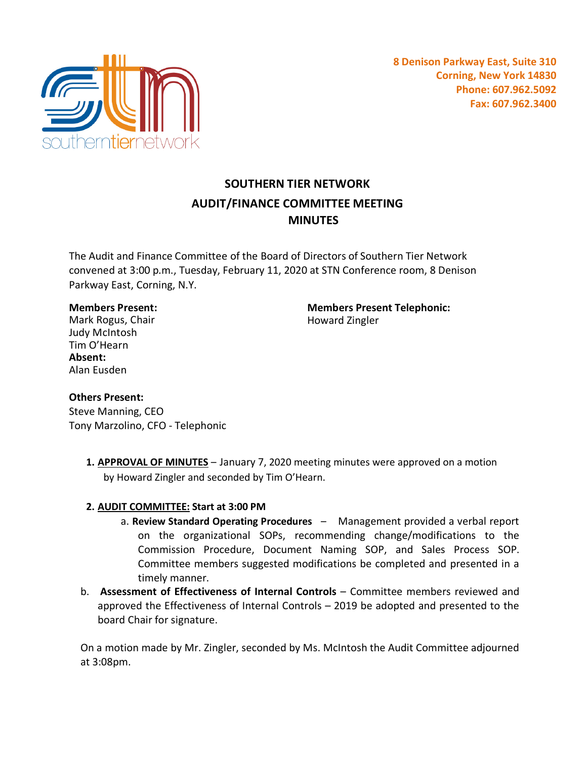8 Denison Parkway East, Suite 310
Corning, New York 14830
Phone: 607.962.5092
Fax: 607.962.3400

# SOUTHERN TIER NETWORK
## AUDIT/FINANCE COMMITTEE MEETING
## MINUTES

The Audit and Finance Committee of the Board of Directors of Southern Tier Network convened at 3:00 p.m., Tuesday, February 11, 2020 at STN Conference room, 8 Denison Parkway East, Corning, N.Y.

**Members Present:**
Mark Rogus, Chair
Judy McIntosh
Tim O'Hearn

**Members Present Telephonic:**
Howard Zingler

**Absent:**
Alan Eusden

**Others Present:**
Steve Manning, CEO
Tony Marzolino, CFO - Telephonic

1. **APPROVAL OF MINUTES** – January 7, 2020 meeting minutes were approved on a motion by Howard Zingler and seconded by Tim O'Hearn.

2. **AUDIT COMMITTEE: Start at 3:00 PM**
   a. **Review Standard Operating Procedures** – Management provided a verbal report on the organizational SOPs, recommending change/modifications to the Commission Procedure, Document Naming SOP, and Sales Process SOP. Committee members suggested modifications be completed and presented in a timely manner.
   b. **Assessment of Effectiveness of Internal Controls** – Committee members reviewed and approved the Effectiveness of Internal Controls – 2019 be adopted and presented to the board Chair for signature.

On a motion made by Mr. Zingler, seconded by Ms. McIntosh the Audit Committee adjourned at 3:08pm.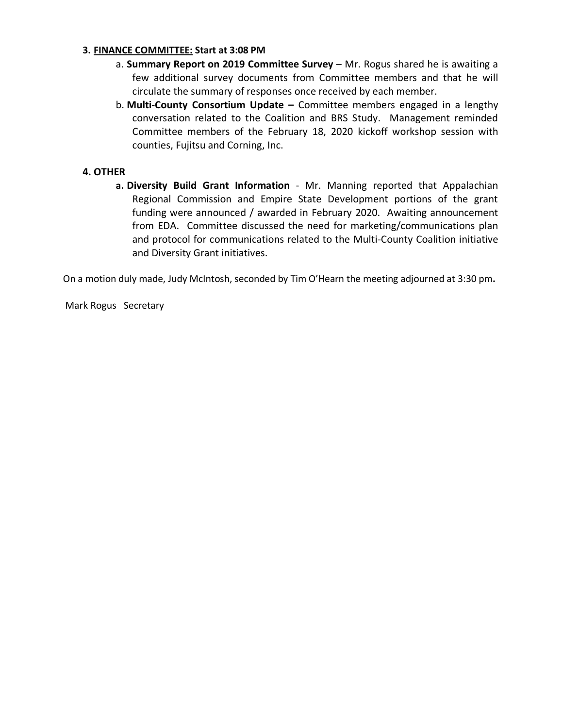3. <u>**FINANCE COMMITTEE:**</u> **Start at 3:08 PM**

   a. **Summary Report on 2019 Committee Survey** – Mr. Rogus shared he is awaiting a few additional survey documents from Committee members and that he will circulate the summary of responses once received by each member.

   b. **Multi-County Consortium Update –** Committee members engaged in a lengthy conversation related to the Coalition and BRS Study. Management reminded Committee members of the February 18, 2020 kickoff workshop session with counties, Fujitsu and Corning, Inc.

4. **OTHER**

   a. **Diversity Build Grant Information** - Mr. Manning reported that Appalachian Regional Commission and Empire State Development portions of the grant funding were announced / awarded in February 2020. Awaiting announcement from EDA. Committee discussed the need for marketing/communications plan and protocol for communications related to the Multi-County Coalition initiative and Diversity Grant initiatives.

On a motion duly made, Judy McIntosh, seconded by Tim O'Hearn the meeting adjourned at 3:30 pm**.**

Mark Rogus Secretary